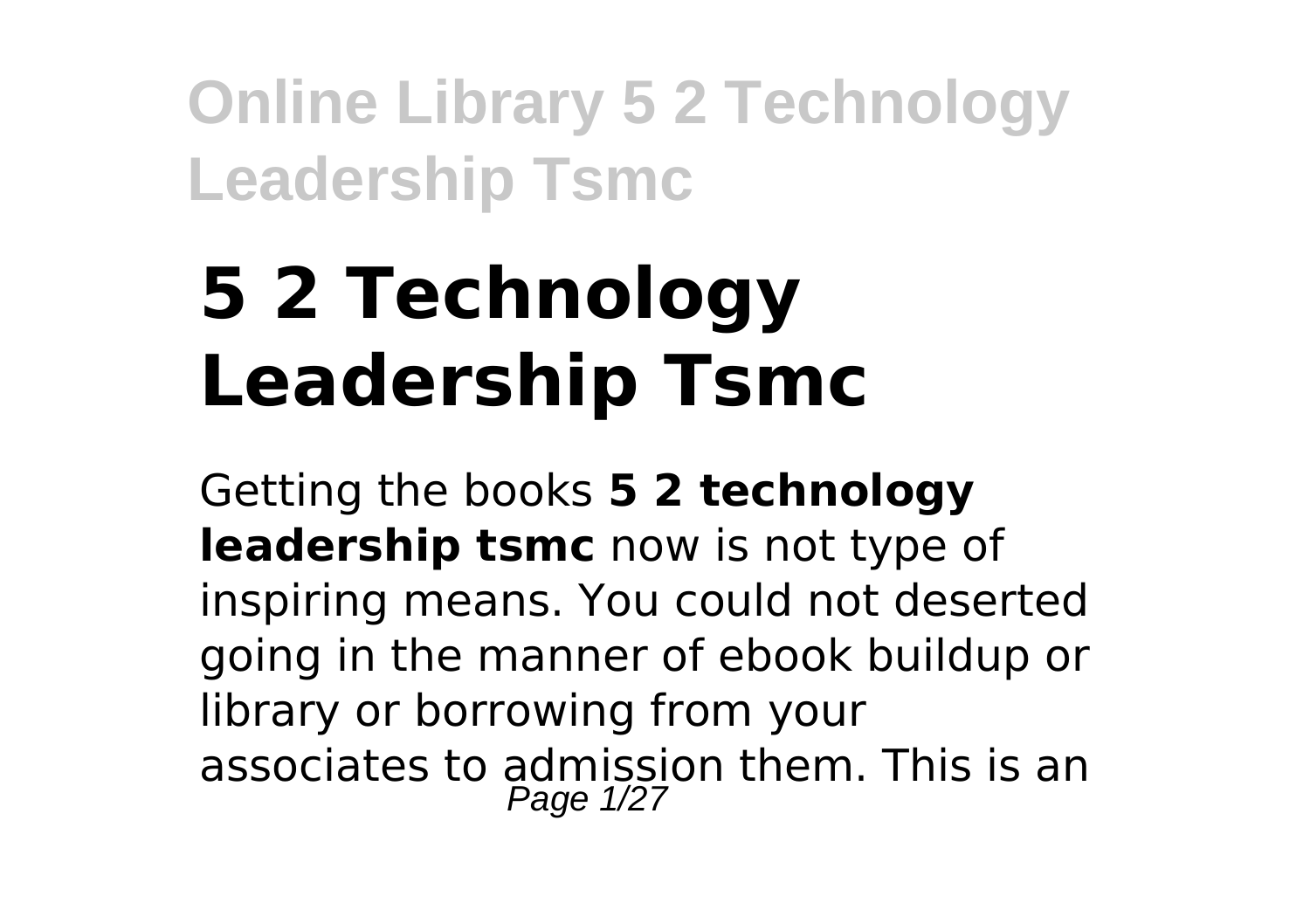# 5 2 Technology Leadership Tsmc

Getting the books **5 2 technology leadership tsmc** now is not type of inspiring means. You could not deserted going in the manner of ebook buildup or library or borrowing from your associates to admission them. This is an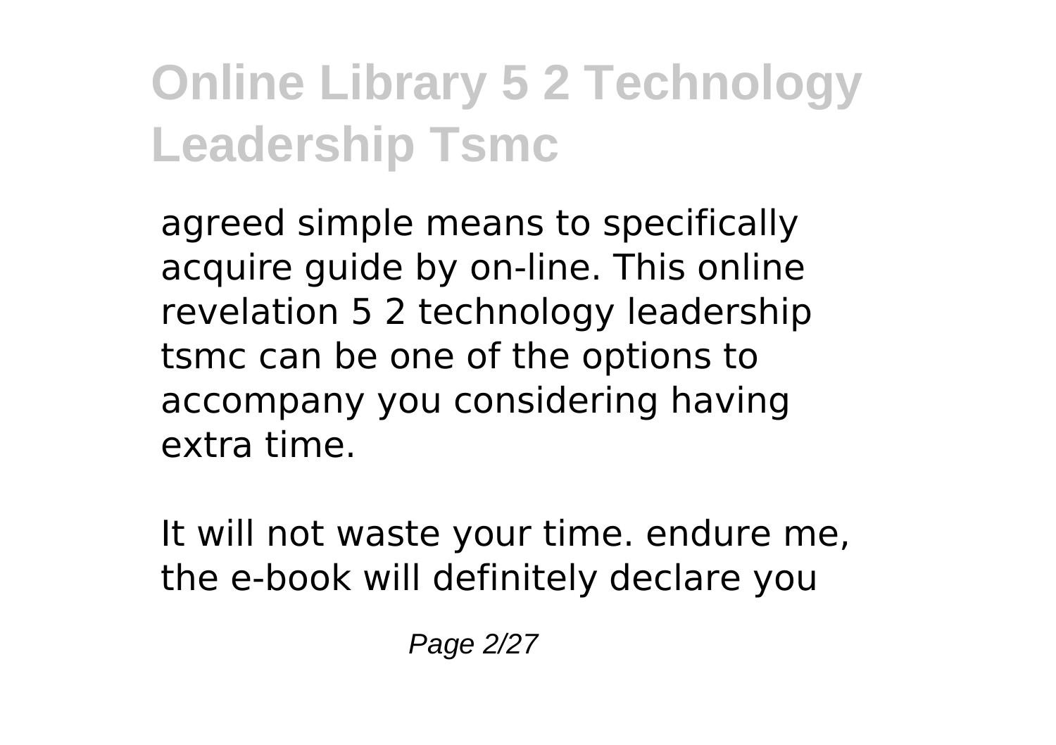agreed simple means to specifically acquire guide by on-line. This online revelation 5 2 technology leadership tsmc can be one of the options to accompany you considering having extra time.

It will not waste your time. endure me, the e-book will definitely declare you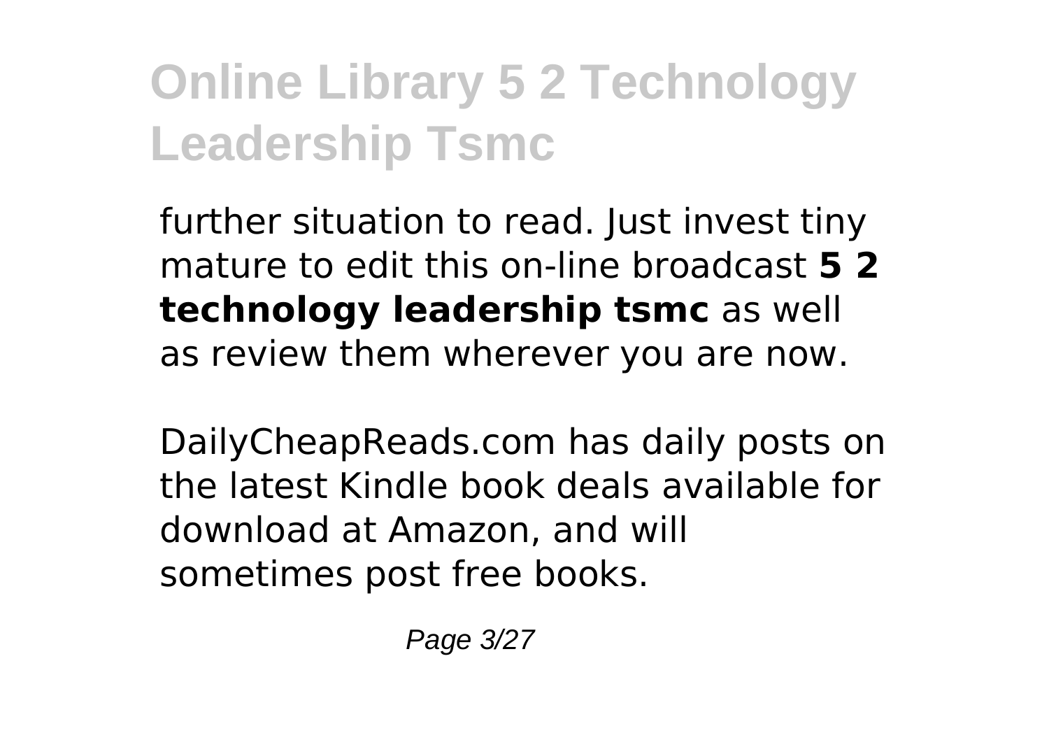further situation to read. Just invest tiny mature to edit this on-line broadcast **5 2 technology leadership tsmc** as well as review them wherever you are now.

DailyCheapReads.com has daily posts on the latest Kindle book deals available for download at Amazon, and will sometimes post free books.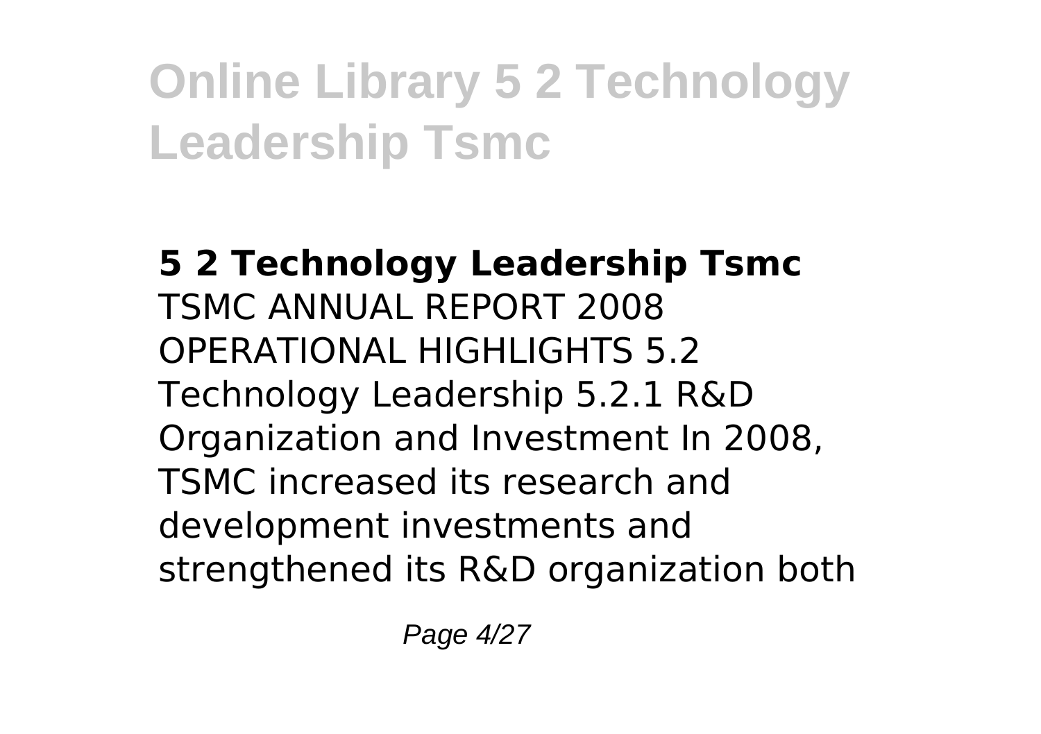**5 2 Technology Leadership Tsmc**

TSMC ANNUAL REPORT 2008 OPERATIONAL HIGHLIGHTS 5.2 Technology Leadership 5.2.1 R&D Organization and Investment In 2008, TSMC increased its research and development investments and strengthened its R&D organization both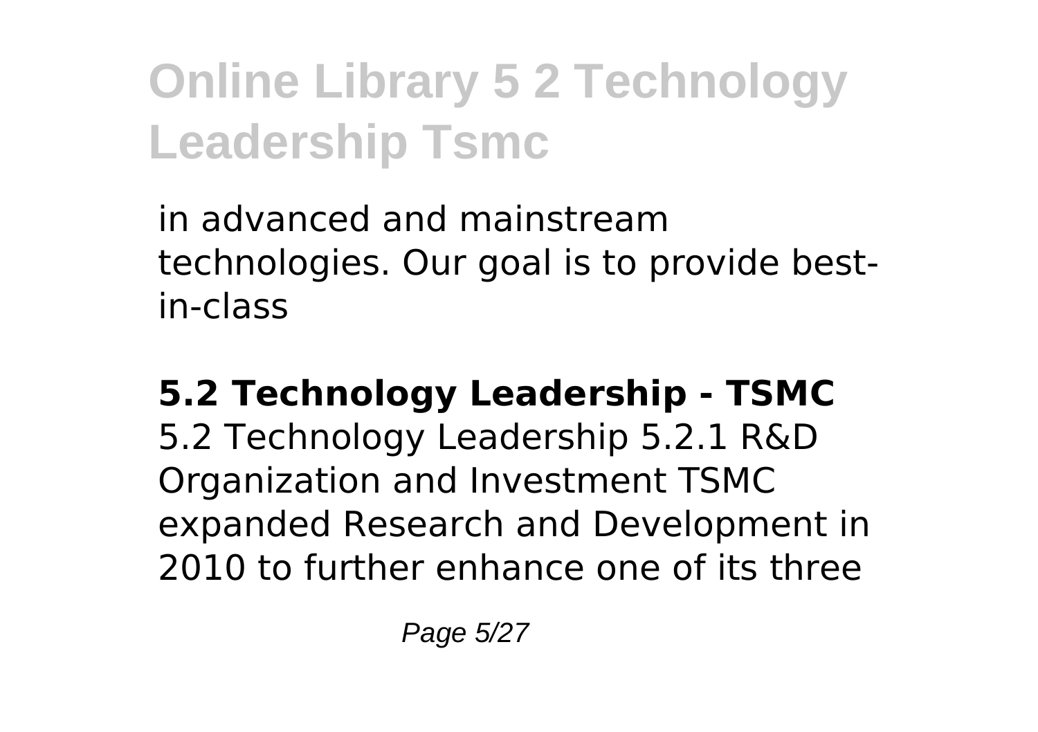in advanced and mainstream technologies. Our goal is to provide best-in-class

**5.2 Technology Leadership - TSMC**

5.2 Technology Leadership 5.2.1 R&D Organization and Investment TSMC expanded Research and Development in 2010 to further enhance one of its three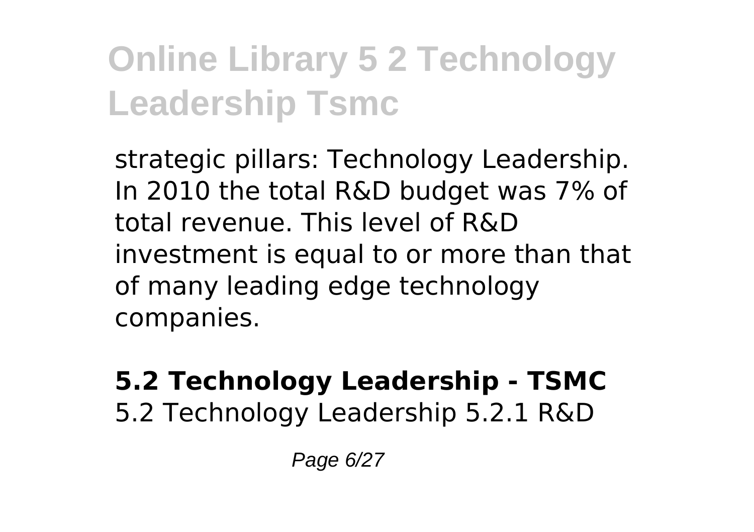strategic pillars: Technology Leadership. In 2010 the total R&D budget was 7% of total revenue. This level of R&D investment is equal to or more than that of many leading edge technology companies.

**5.2 Technology Leadership - TSMC**
5.2 Technology Leadership 5.2.1 R&D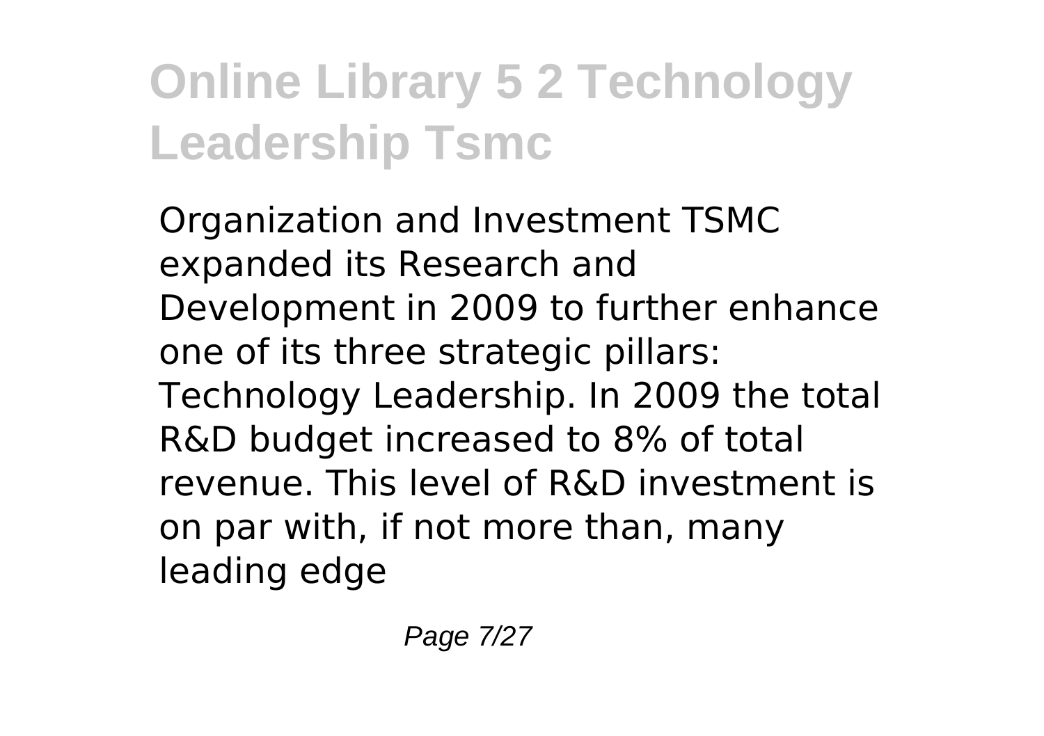Organization and Investment TSMC expanded its Research and Development in 2009 to further enhance one of its three strategic pillars: Technology Leadership. In 2009 the total R&D budget increased to 8% of total revenue. This level of R&D investment is on par with, if not more than, many leading edge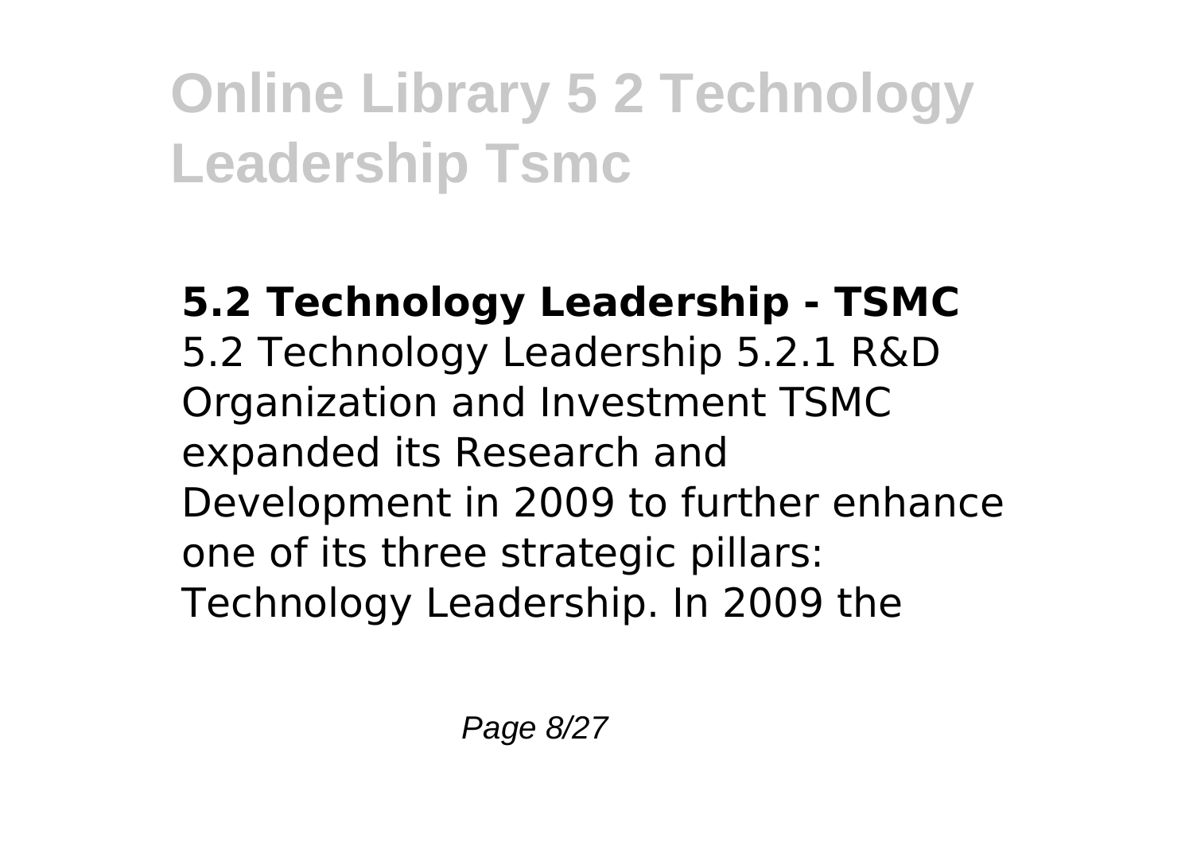**5.2 Technology Leadership - TSMC**

5.2 Technology Leadership 5.2.1 R&D Organization and Investment TSMC expanded its Research and Development in 2009 to further enhance one of its three strategic pillars: Technology Leadership. In 2009 the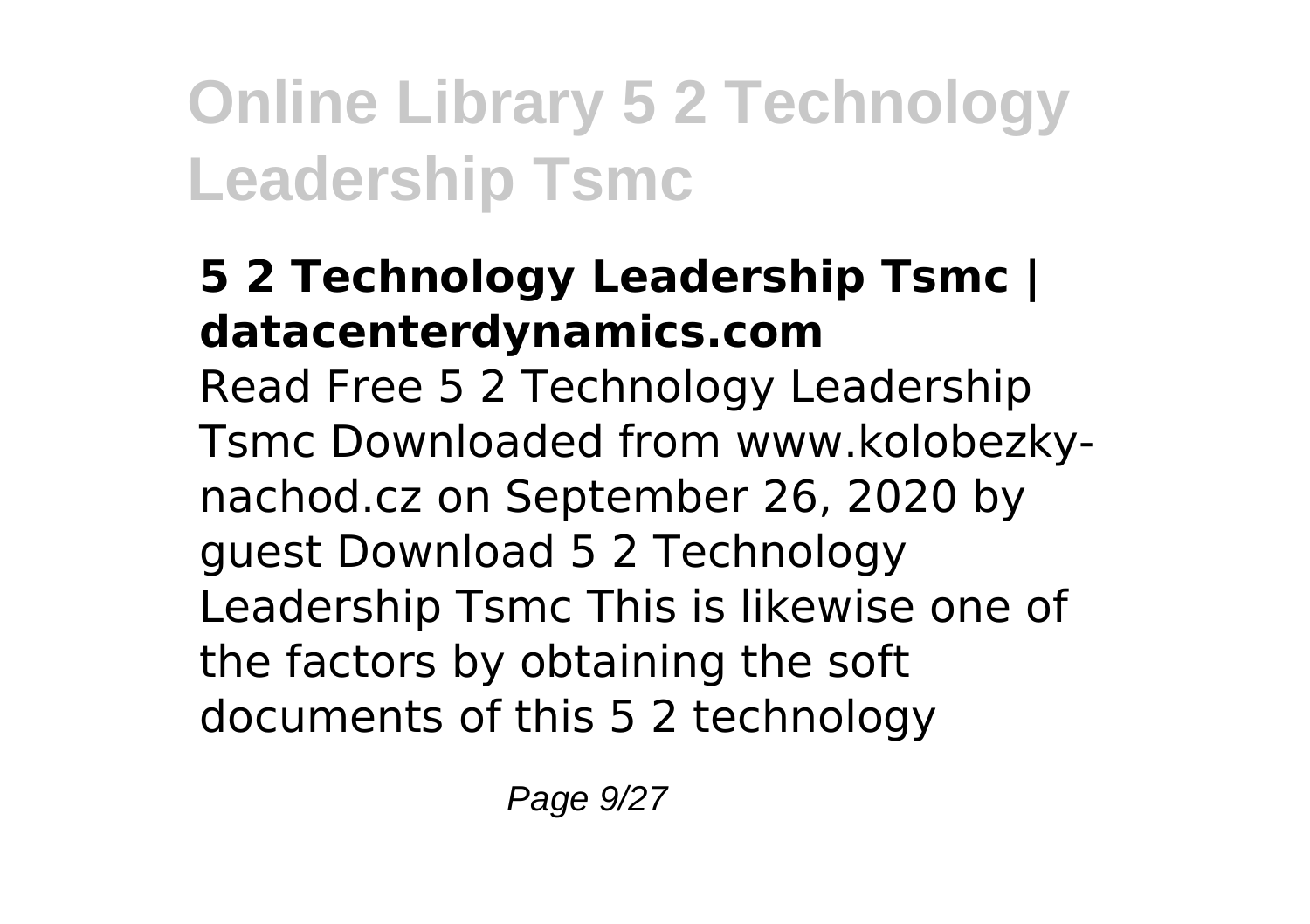### 5 2 Technology Leadership Tsmc | datacenterdynamics.com

Read Free 5 2 Technology Leadership Tsmc Downloaded from www.kolobezky-nachod.cz on September 26, 2020 by guest Download 5 2 Technology Leadership Tsmc This is likewise one of the factors by obtaining the soft documents of this 5 2 technology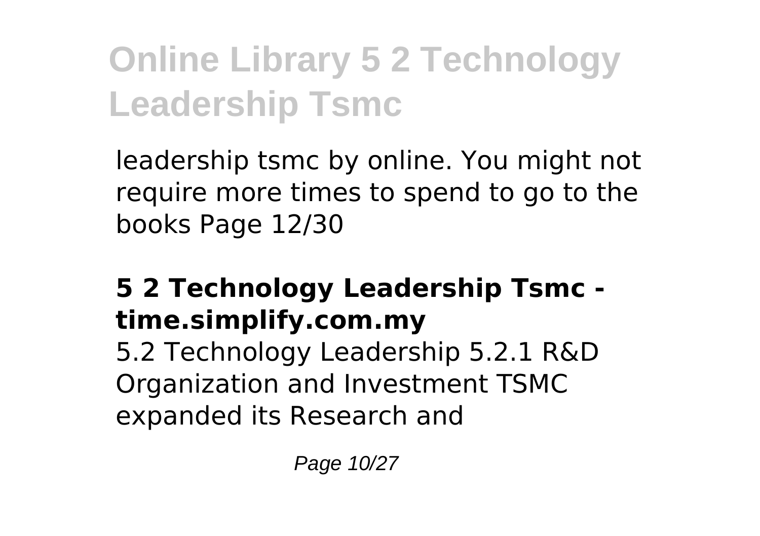leadership tsmc by online. You might not require more times to spend to go to the books Page 12/30

### **5 2 Technology Leadership Tsmc - time.simplify.com.my**

5.2 Technology Leadership 5.2.1 R&D Organization and Investment TSMC expanded its Research and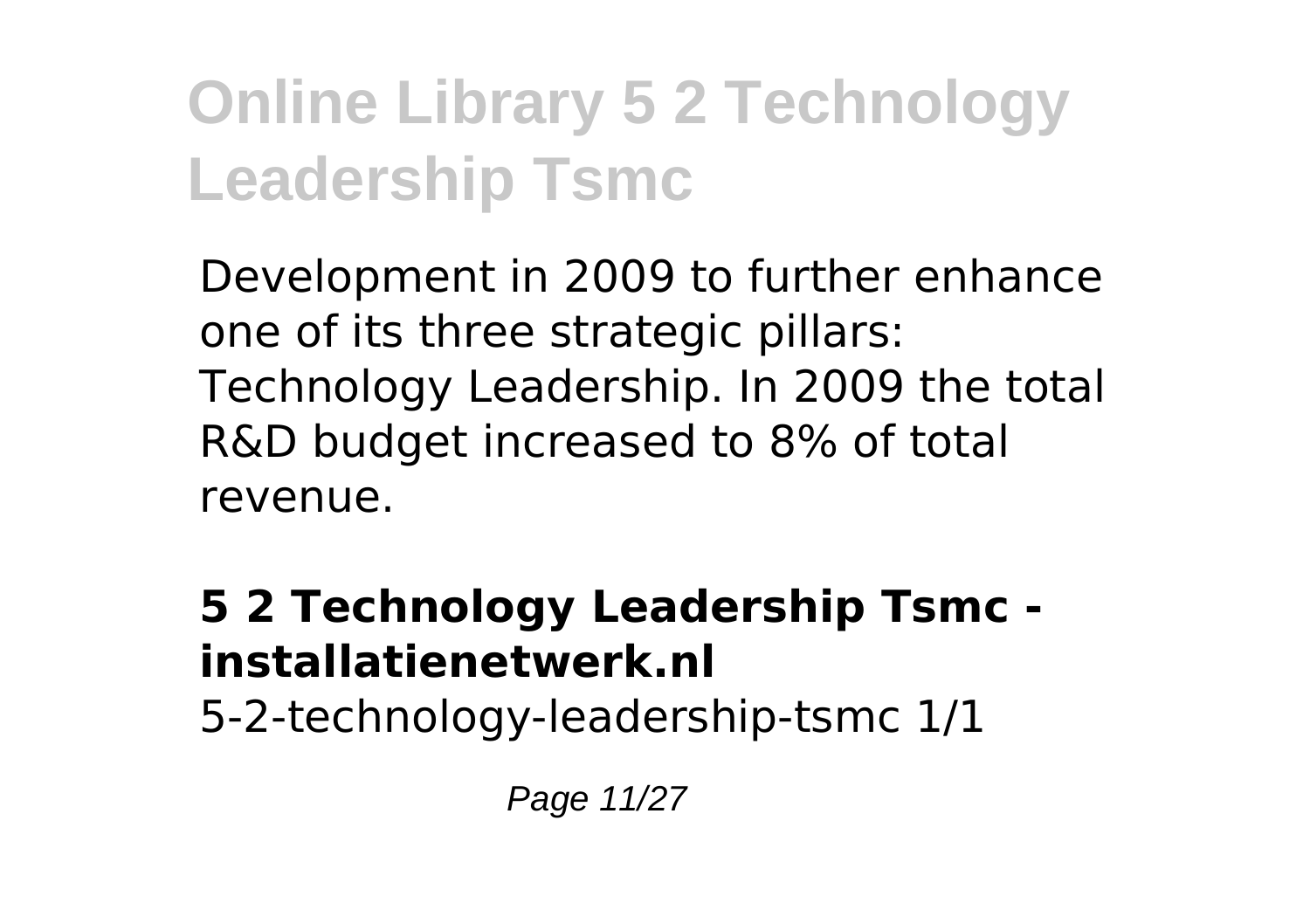Development in 2009 to further enhance one of its three strategic pillars: Technology Leadership. In 2009 the total R&D budget increased to 8% of total revenue.

**5 2 Technology Leadership Tsmc - installatienetwerk.nl**

5-2-technology-leadership-tsmc 1/1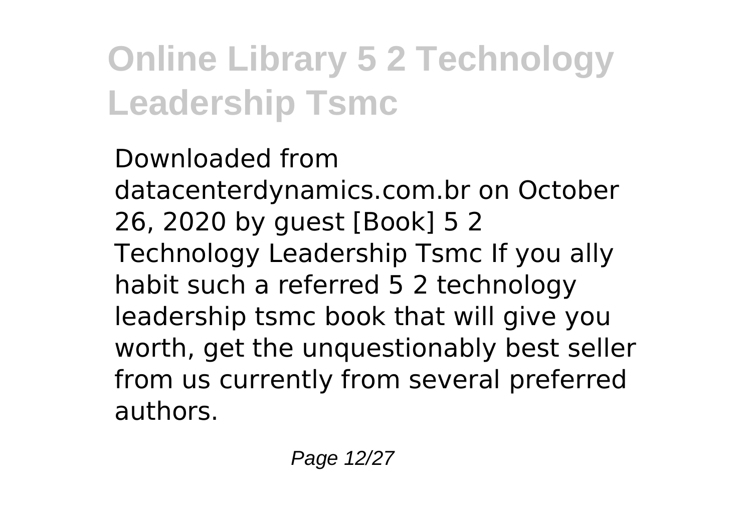Downloaded from datacenterdynamics.com.br on October 26, 2020 by guest [Book] 5 2 Technology Leadership Tsmc If you ally habit such a referred 5 2 technology leadership tsmc book that will give you worth, get the unquestionably best seller from us currently from several preferred authors.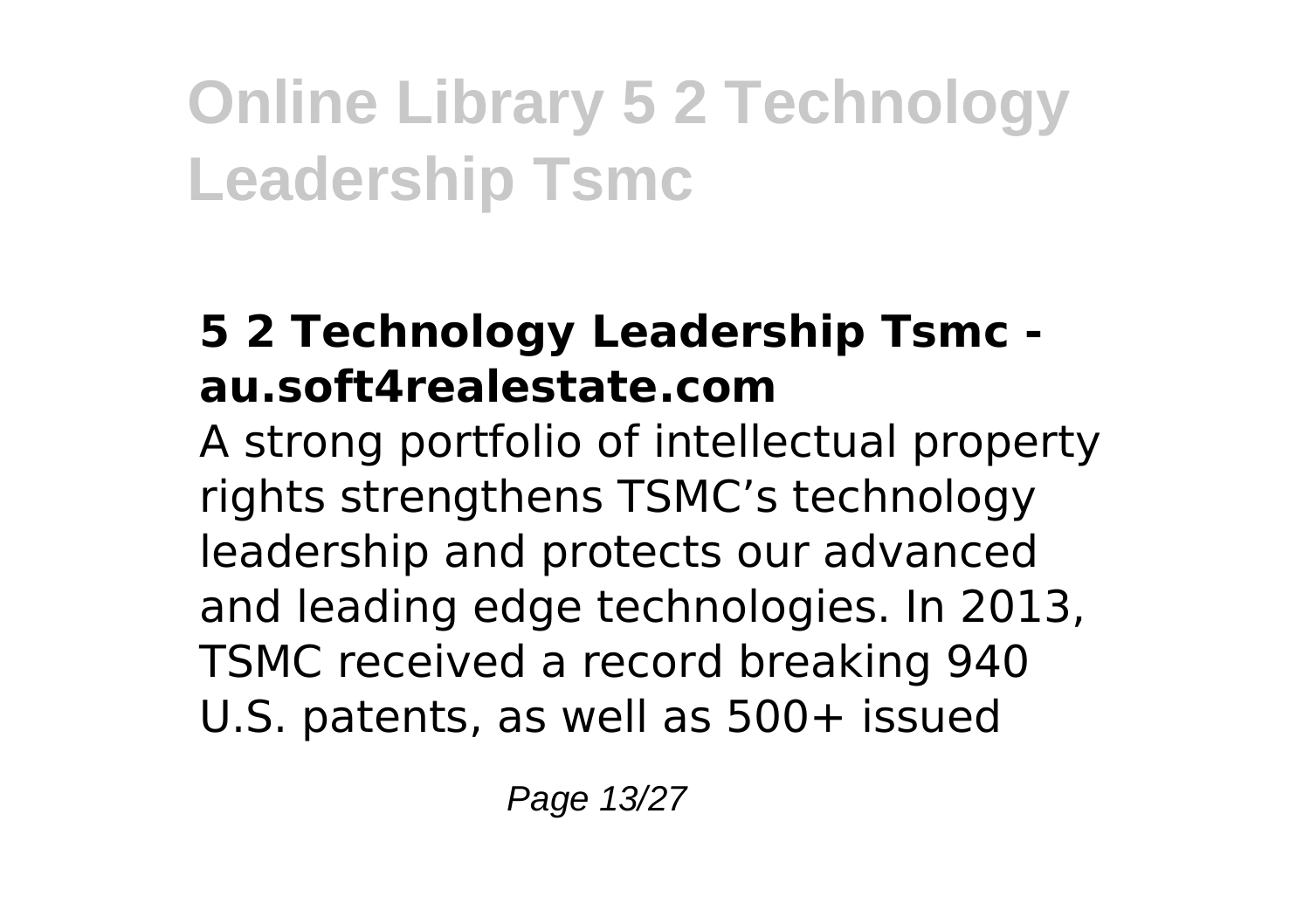### 5 2 Technology Leadership Tsmc - au.soft4realestate.com

A strong portfolio of intellectual property rights strengthens TSMC's technology leadership and protects our advanced and leading edge technologies. In 2013, TSMC received a record breaking 940 U.S. patents, as well as 500+ issued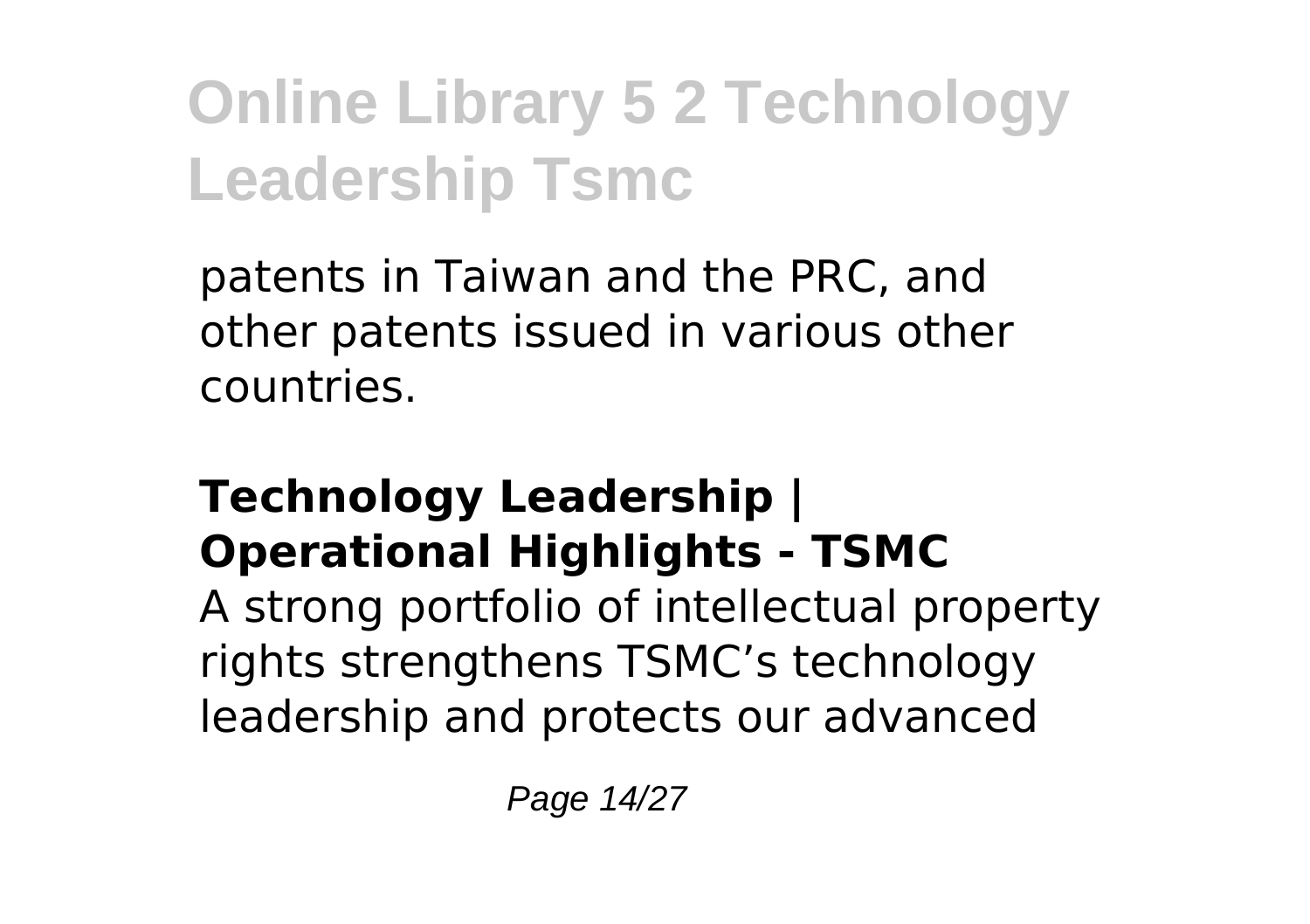patents in Taiwan and the PRC, and other patents issued in various other countries.

### Technology Leadership | Operational Highlights - TSMC

A strong portfolio of intellectual property rights strengthens TSMC’s technology leadership and protects our advanced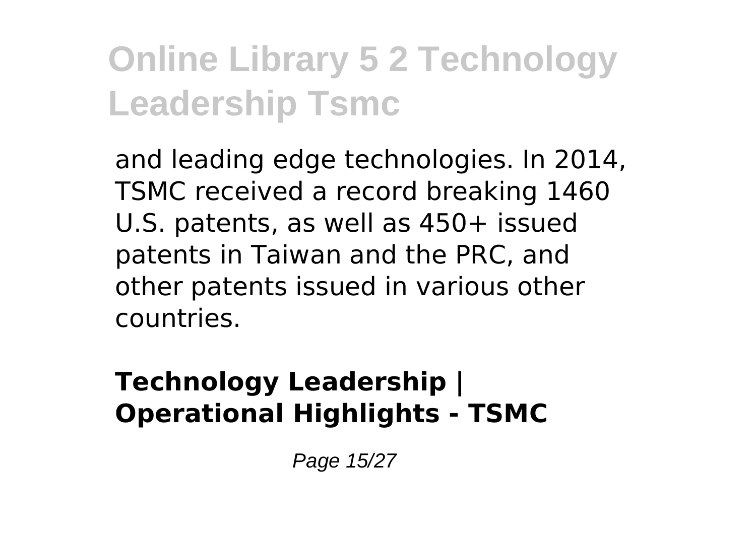and leading edge technologies. In 2014, TSMC received a record breaking 1460 U.S. patents, as well as 450+ issued patents in Taiwan and the PRC, and other patents issued in various other countries.

**Technology Leadership | Operational Highlights - TSMC**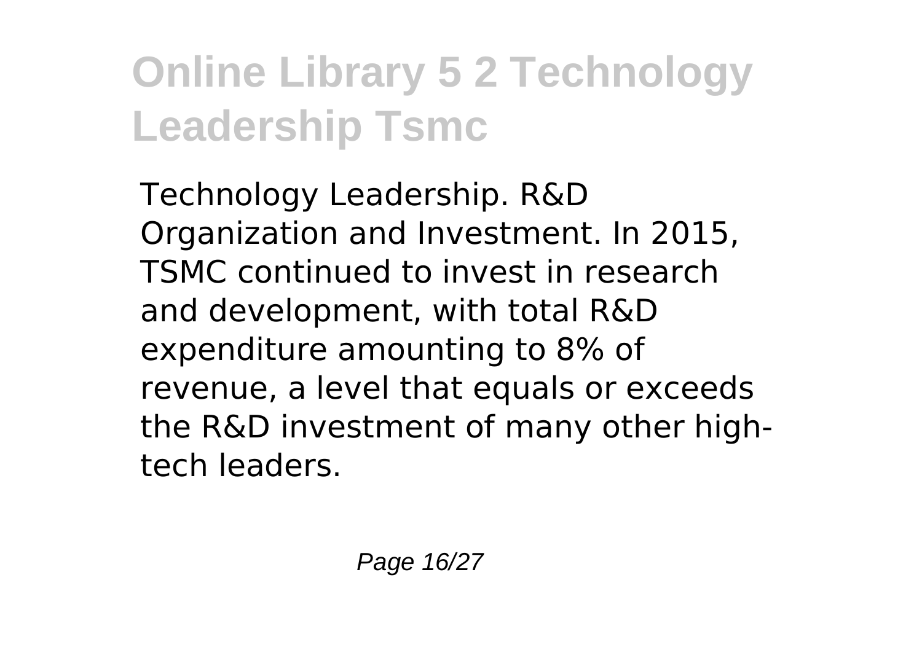Technology Leadership. R&D Organization and Investment. In 2015, TSMC continued to invest in research and development, with total R&D expenditure amounting to 8% of revenue, a level that equals or exceeds the R&D investment of many other high-tech leaders.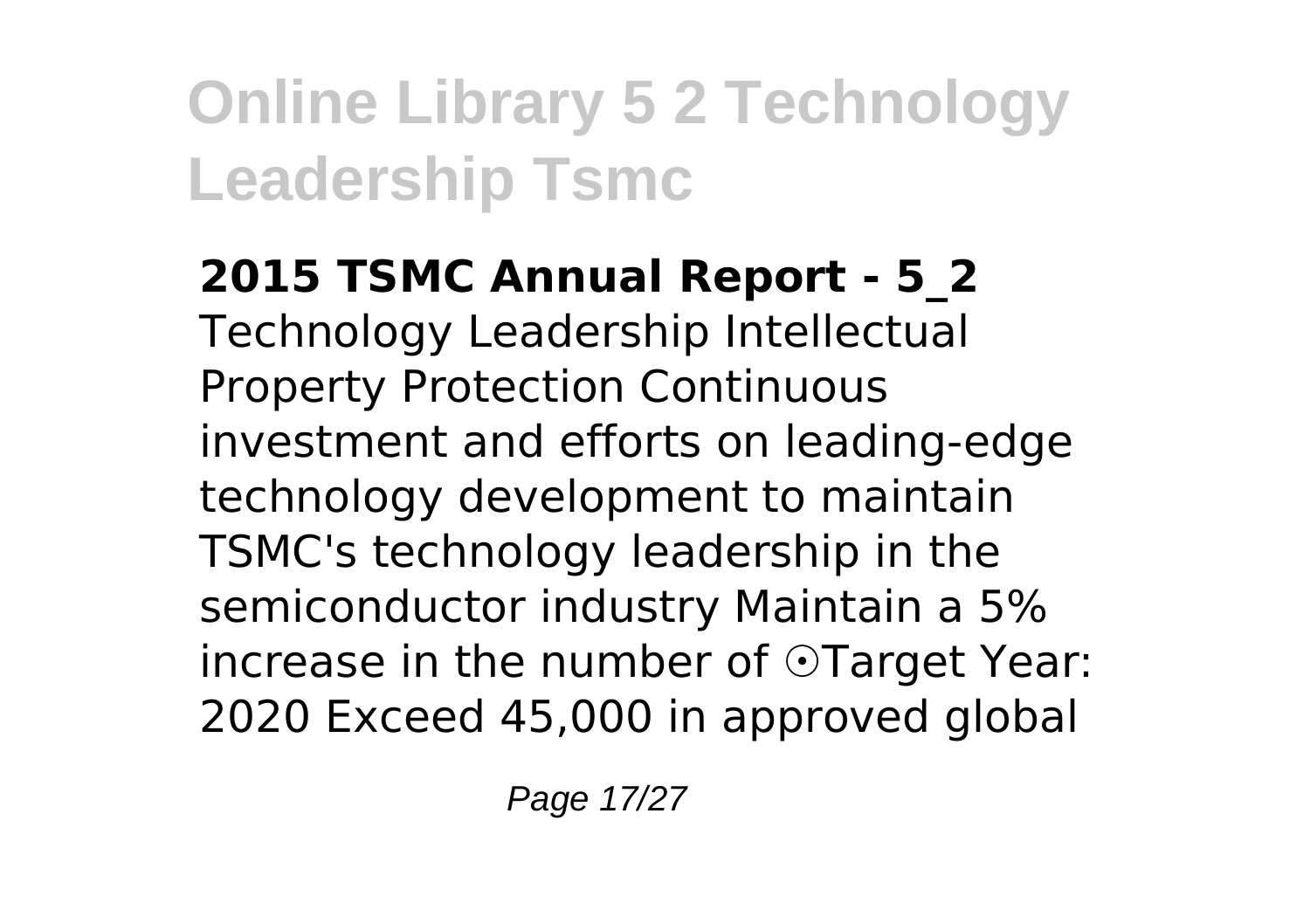**2015 TSMC Annual Report - 5_2**

Technology Leadership Intellectual Property Protection Continuous investment and efforts on leading-edge technology development to maintain TSMC's technology leadership in the semiconductor industry Maintain a 5% increase in the number of ⊙Target Year: 2020 Exceed 45,000 in approved global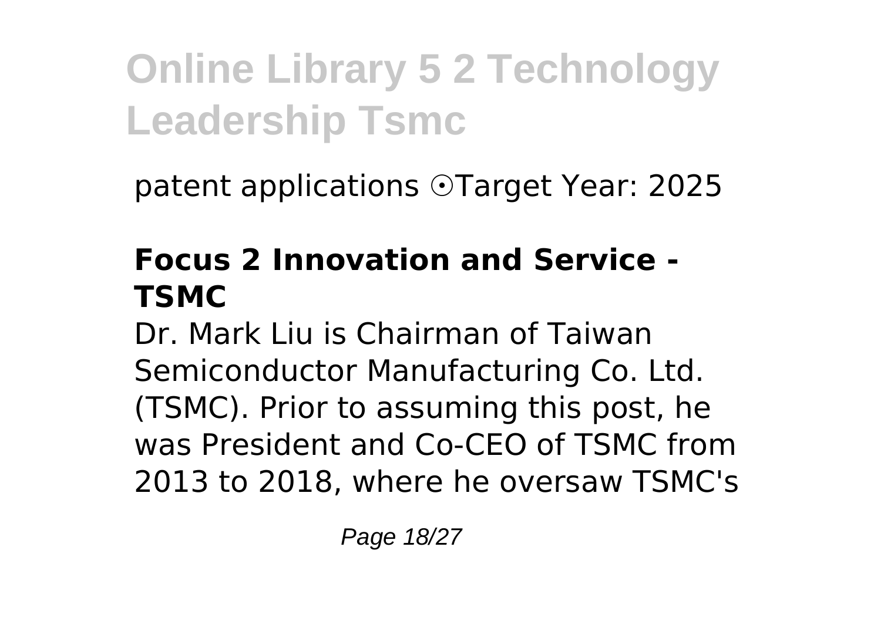patent applications ⊙Target Year: 2025

## Focus 2 Innovation and Service - TSMC

Dr. Mark Liu is Chairman of Taiwan Semiconductor Manufacturing Co. Ltd. (TSMC). Prior to assuming this post, he was President and Co-CEO of TSMC from 2013 to 2018, where he oversaw TSMC's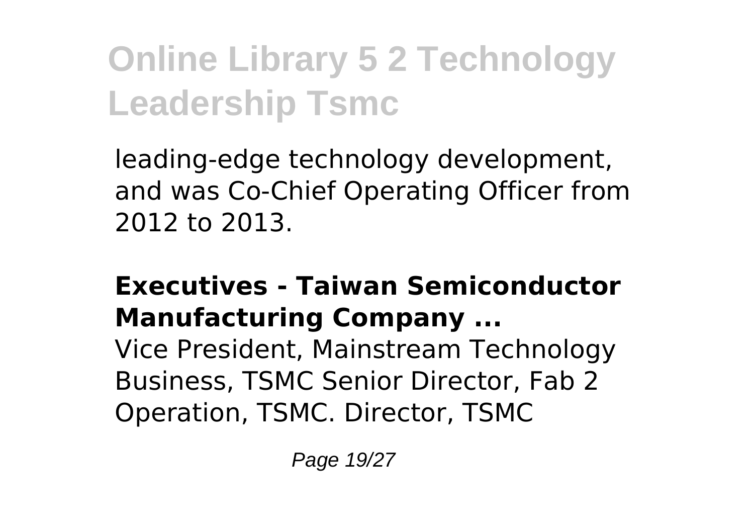leading-edge technology development, and was Co-Chief Operating Officer from 2012 to 2013.

**Executives - Taiwan Semiconductor Manufacturing Company ...**

Vice President, Mainstream Technology Business, TSMC Senior Director, Fab 2 Operation, TSMC. Director, TSMC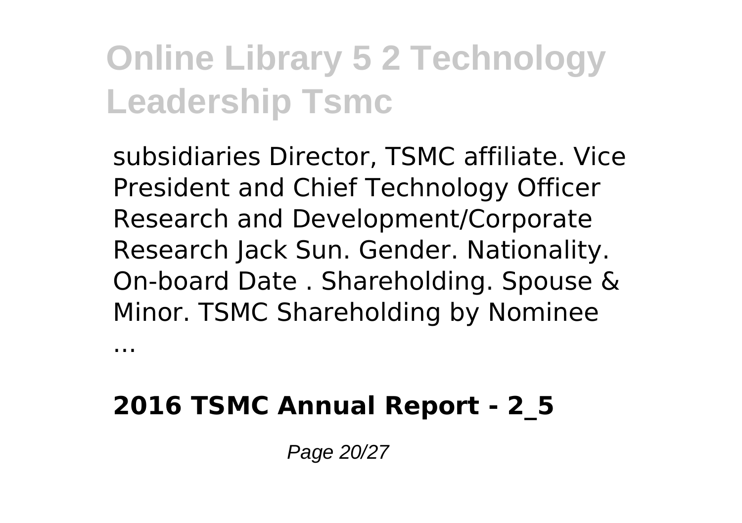subsidiaries Director, TSMC affiliate. Vice President and Chief Technology Officer Research and Development/Corporate Research Jack Sun. Gender. Nationality. On-board Date . Shareholding. Spouse & Minor. TSMC Shareholding by Nominee ...

**2016 TSMC Annual Report - 2_5**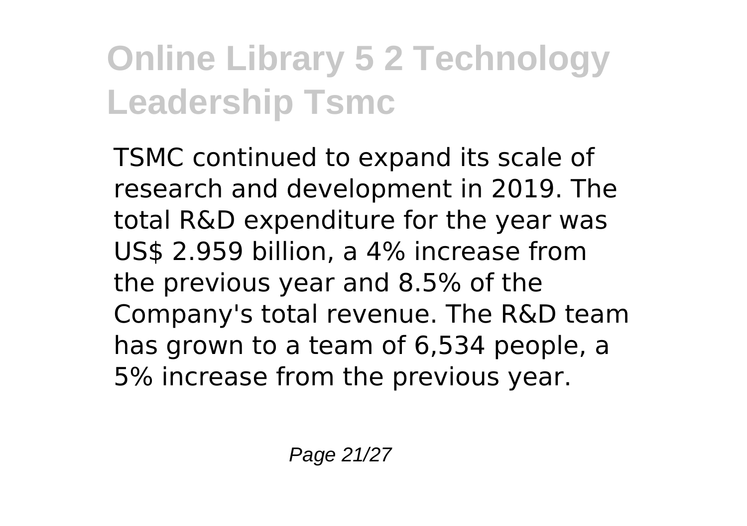TSMC continued to expand its scale of research and development in 2019. The total R&D expenditure for the year was US$ 2.959 billion, a 4% increase from the previous year and 8.5% of the Company's total revenue. The R&D team has grown to a team of 6,534 people, a 5% increase from the previous year.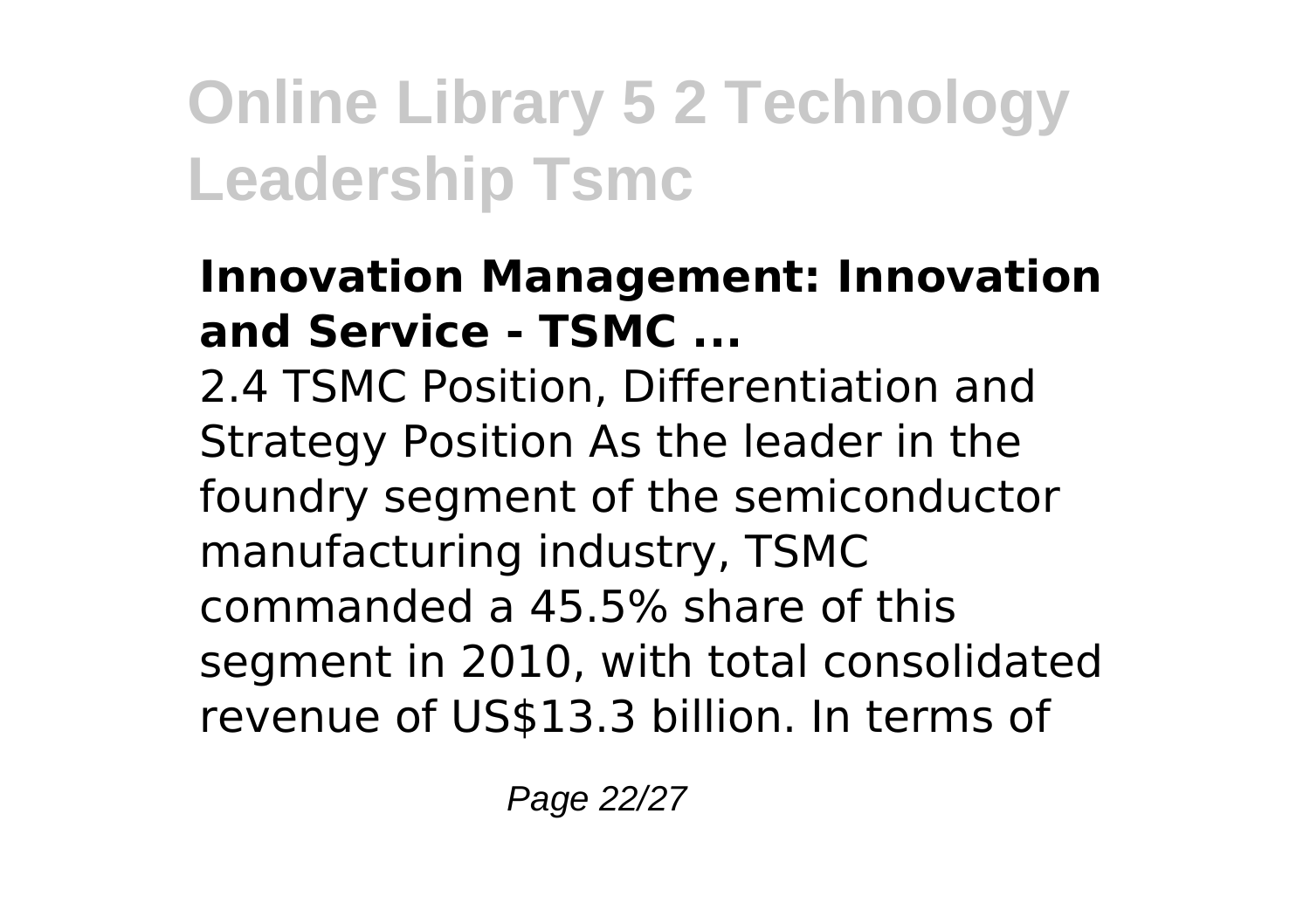**Innovation Management: Innovation and Service - TSMC ...**

2.4 TSMC Position, Differentiation and Strategy Position As the leader in the foundry segment of the semiconductor manufacturing industry, TSMC commanded a 45.5% share of this segment in 2010, with total consolidated revenue of US$13.3 billion. In terms of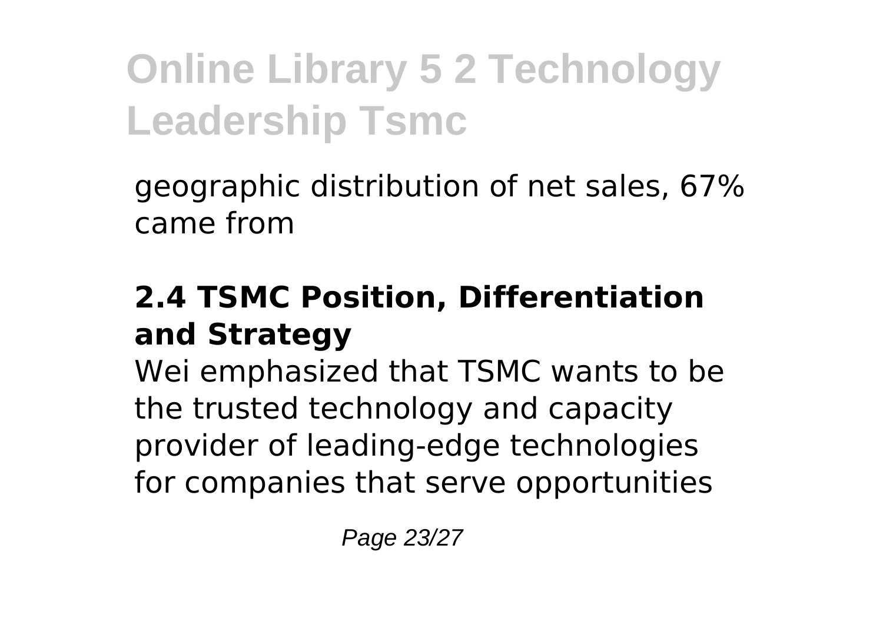geographic distribution of net sales, 67% came from

## 2.4 TSMC Position, Differentiation and Strategy

Wei emphasized that TSMC wants to be the trusted technology and capacity provider of leading-edge technologies for companies that serve opportunities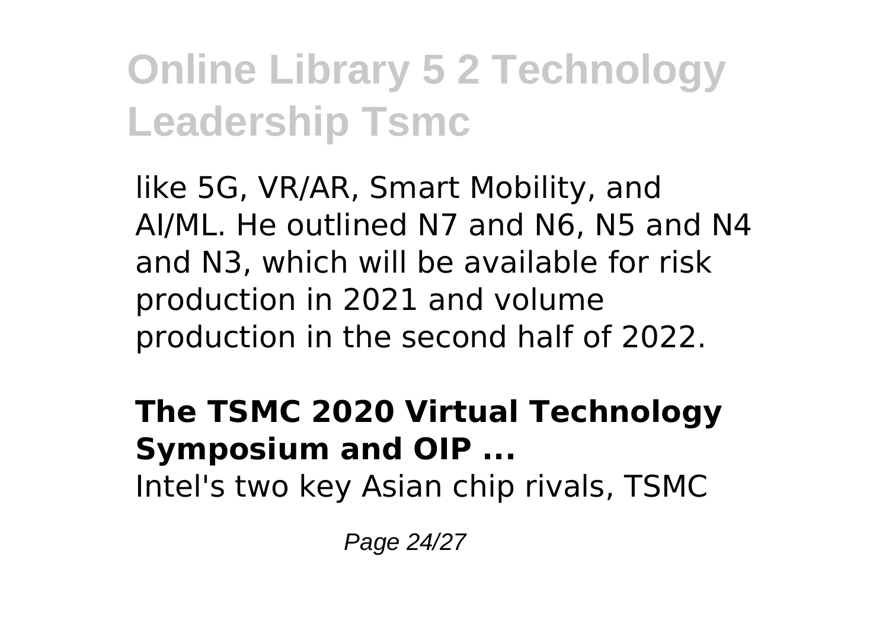like 5G, VR/AR, Smart Mobility, and AI/ML. He outlined N7 and N6, N5 and N4 and N3, which will be available for risk production in 2021 and volume production in the second half of 2022.

**The TSMC 2020 Virtual Technology Symposium and OIP ...**

Intel's two key Asian chip rivals, TSMC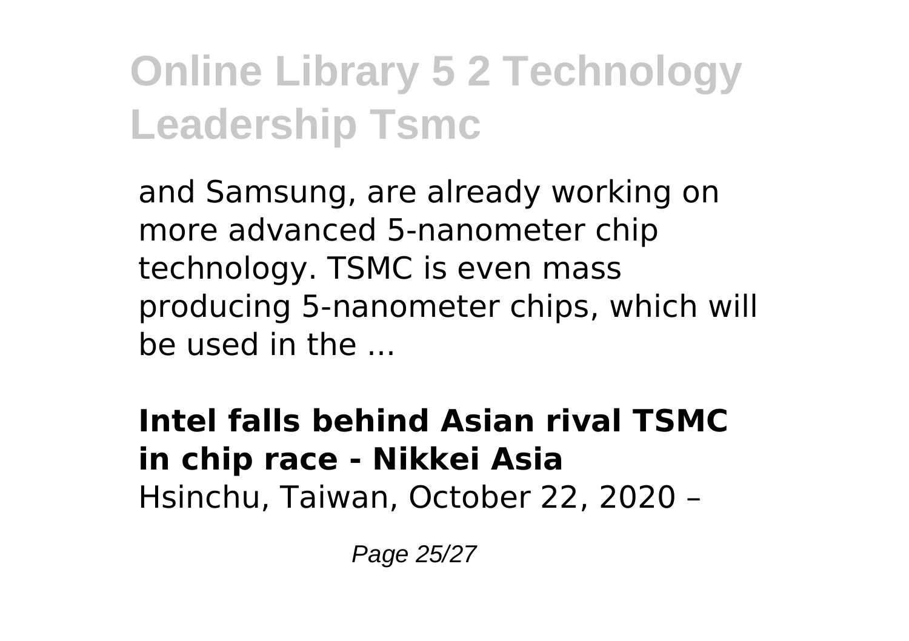and Samsung, are already working on more advanced 5-nanometer chip technology. TSMC is even mass producing 5-nanometer chips, which will be used in the ...

**Intel falls behind Asian rival TSMC in chip race - Nikkei Asia**
Hsinchu, Taiwan, October 22, 2020 –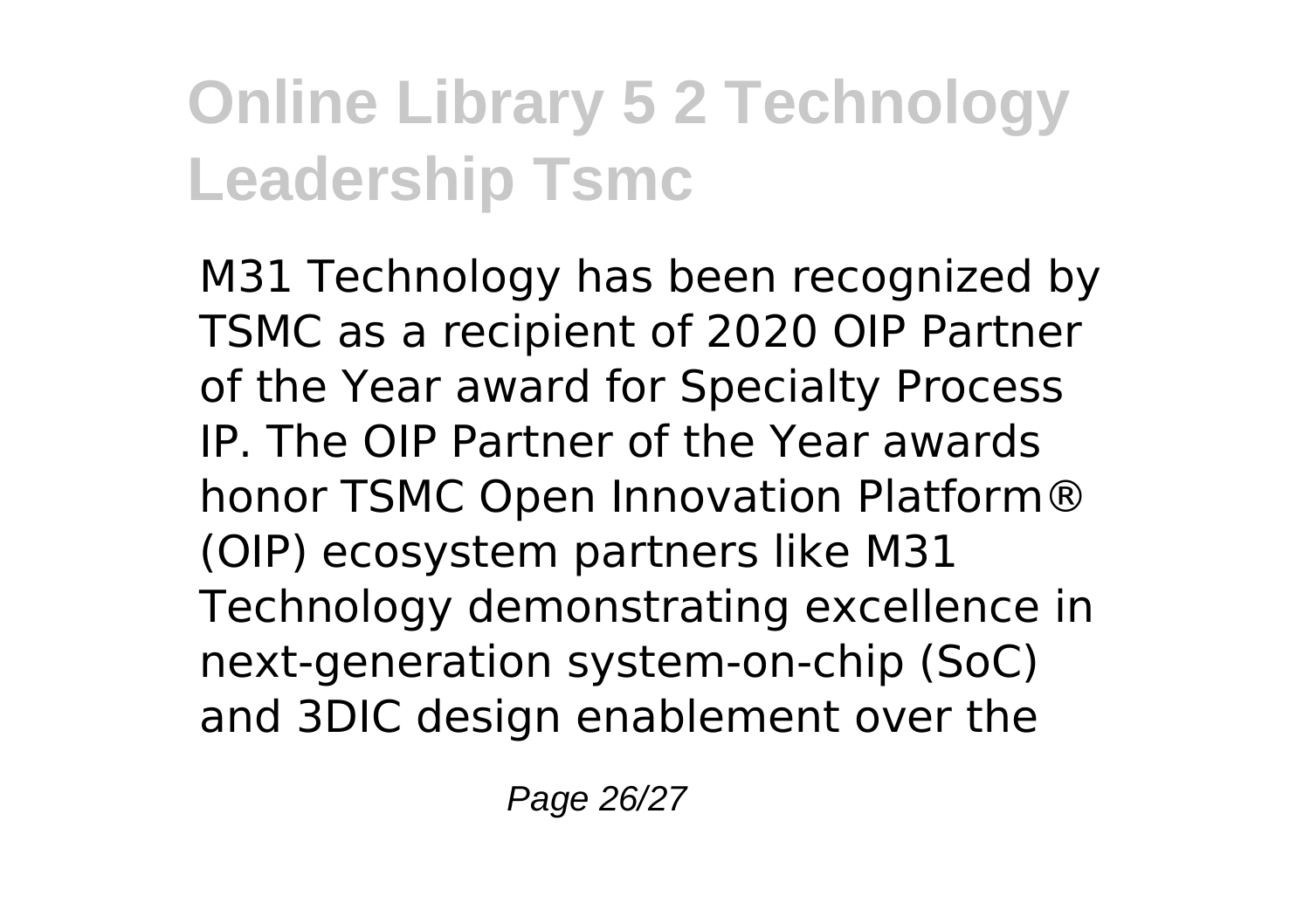M31 Technology has been recognized by TSMC as a recipient of 2020 OIP Partner of the Year award for Specialty Process IP. The OIP Partner of the Year awards honor TSMC Open Innovation Platform® (OIP) ecosystem partners like M31 Technology demonstrating excellence in next-generation system-on-chip (SoC) and 3DIC design enablement over the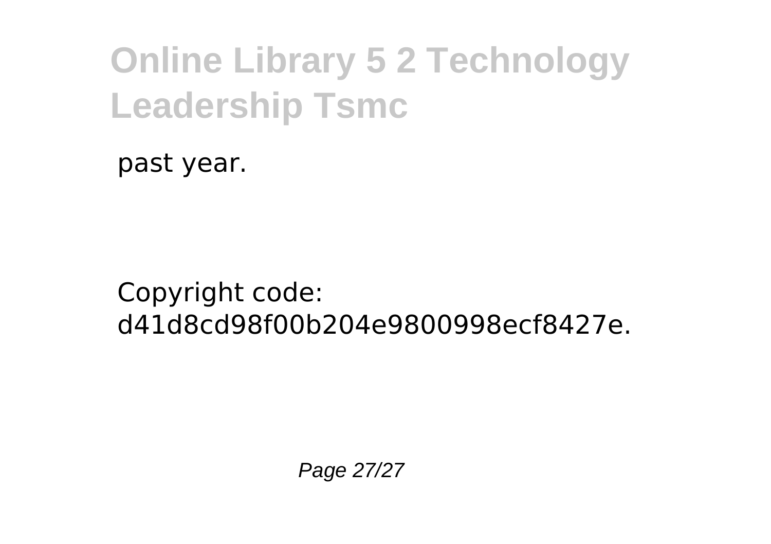past year.

Copyright code: d41d8cd98f00b204e9800998ecf8427e.